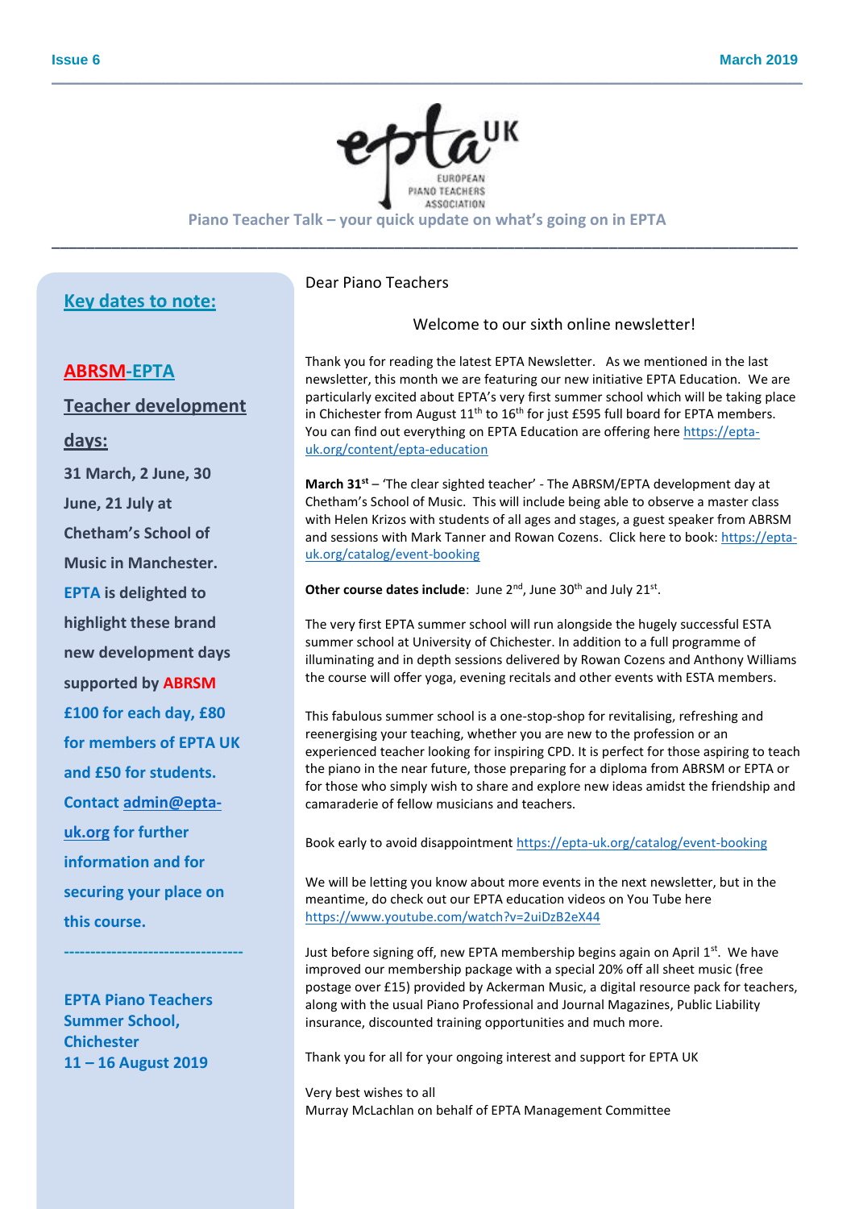Issue 6 March 2019

**Piano Teacher Talk – your quick update on what's going on in EPTA**

## Key dates to note:

### ABRSM-EPTA Teacher development days:

**31 March, 2 June, 30 June, 21 July at Chetham's School of Music in Manchester.**

**EPTA is delighted to highlight these brand new development days supported by ABRSM**

**£100 for each day, £80 for members of EPTA UK and £50 for students.**

**Contact admin@epta-uk.org for further information and for securing your place on this course.**

---

**EPTA Piano Teachers Summer School, Chichester**
**11 – 16 August 2019**

Dear Piano Teachers

Welcome to our sixth online newsletter!

Thank you for reading the latest EPTA Newsletter. As we mentioned in the last newsletter, this month we are featuring our new initiative EPTA Education. We are particularly excited about EPTA's very first summer school which will be taking place in Chichester from August 11th to 16th for just £595 full board for EPTA members. You can find out everything on EPTA Education are offering here https://epta-uk.org/content/epta-education

**March 31st** – 'The clear sighted teacher' - The ABRSM/EPTA development day at Chetham's School of Music. This will include being able to observe a master class with Helen Krizos with students of all ages and stages, a guest speaker from ABRSM and sessions with Mark Tanner and Rowan Cozens. Click here to book: https://epta-uk.org/catalog/event-booking

**Other course dates include**: June 2nd, June 30th and July 21st.

The very first EPTA summer school will run alongside the hugely successful ESTA summer school at University of Chichester. In addition to a full programme of illuminating and in depth sessions delivered by Rowan Cozens and Anthony Williams the course will offer yoga, evening recitals and other events with ESTA members.

This fabulous summer school is a one-stop-shop for revitalising, refreshing and reenergising your teaching, whether you are new to the profession or an experienced teacher looking for inspiring CPD. It is perfect for those aspiring to teach the piano in the near future, those preparing for a diploma from ABRSM or EPTA or for those who simply wish to share and explore new ideas amidst the friendship and camaraderie of fellow musicians and teachers.

Book early to avoid disappointment https://epta-uk.org/catalog/event-booking

We will be letting you know about more events in the next newsletter, but in the meantime, do check out our EPTA education videos on You Tube here https://www.youtube.com/watch?v=2uiDzB2eX44

Just before signing off, new EPTA membership begins again on April 1st. We have improved our membership package with a special 20% off all sheet music (free postage over £15) provided by Ackerman Music, a digital resource pack for teachers, along with the usual Piano Professional and Journal Magazines, Public Liability insurance, discounted training opportunities and much more.

Thank you for all for your ongoing interest and support for EPTA UK

Very best wishes to all
Murray McLachlan on behalf of EPTA Management Committee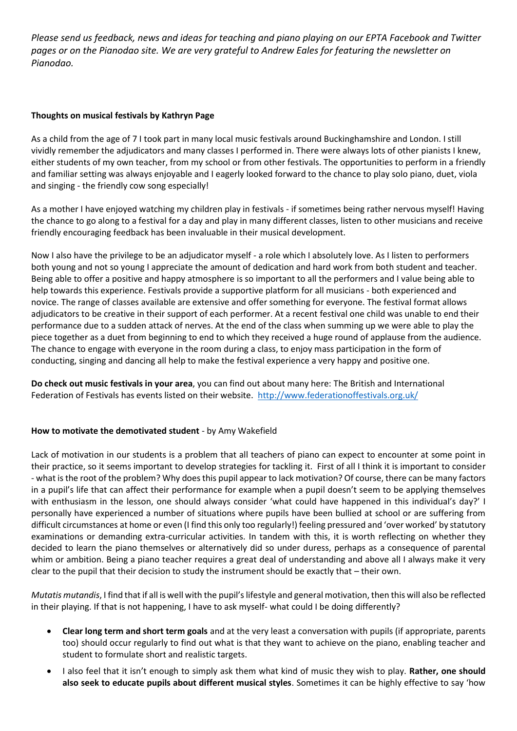*Please send us feedback, news and ideas for teaching and piano playing on our EPTA Facebook and Twitter pages or on the Pianodao site. We are very grateful to Andrew Eales for featuring the newsletter on Pianodao.*

**Thoughts on musical festivals by Kathryn Page**

As a child from the age of 7 I took part in many local music festivals around Buckinghamshire and London. I still vividly remember the adjudicators and many classes I performed in. There were always lots of other pianists I knew, either students of my own teacher, from my school or from other festivals. The opportunities to perform in a friendly and familiar setting was always enjoyable and I eagerly looked forward to the chance to play solo piano, duet, viola and singing - the friendly cow song especially!

As a mother I have enjoyed watching my children play in festivals - if sometimes being rather nervous myself! Having the chance to go along to a festival for a day and play in many different classes, listen to other musicians and receive friendly encouraging feedback has been invaluable in their musical development.

Now I also have the privilege to be an adjudicator myself - a role which I absolutely love. As I listen to performers both young and not so young I appreciate the amount of dedication and hard work from both student and teacher. Being able to offer a positive and happy atmosphere is so important to all the performers and I value being able to help towards this experience. Festivals provide a supportive platform for all musicians - both experienced and novice. The range of classes available are extensive and offer something for everyone. The festival format allows adjudicators to be creative in their support of each performer. At a recent festival one child was unable to end their performance due to a sudden attack of nerves. At the end of the class when summing up we were able to play the piece together as a duet from beginning to end to which they received a huge round of applause from the audience. The chance to engage with everyone in the room during a class, to enjoy mass participation in the form of conducting, singing and dancing all help to make the festival experience a very happy and positive one.

**Do check out music festivals in your area**, you can find out about many here: The British and International Federation of Festivals has events listed on their website. http://www.federationoffestivals.org.uk/

**How to motivate the demotivated student** - by Amy Wakefield

Lack of motivation in our students is a problem that all teachers of piano can expect to encounter at some point in their practice, so it seems important to develop strategies for tackling it. First of all I think it is important to consider - what is the root of the problem? Why does this pupil appear to lack motivation? Of course, there can be many factors in a pupil's life that can affect their performance for example when a pupil doesn't seem to be applying themselves with enthusiasm in the lesson, one should always consider 'what could have happened in this individual's day?' I personally have experienced a number of situations where pupils have been bullied at school or are suffering from difficult circumstances at home or even (I find this only too regularly!) feeling pressured and 'over worked' by statutory examinations or demanding extra-curricular activities. In tandem with this, it is worth reflecting on whether they decided to learn the piano themselves or alternatively did so under duress, perhaps as a consequence of parental whim or ambition. Being a piano teacher requires a great deal of understanding and above all I always make it very clear to the pupil that their decision to study the instrument should be exactly that – their own.

*Mutatis mutandis*, I find that if all is well with the pupil's lifestyle and general motivation, then this will also be reflected in their playing. If that is not happening, I have to ask myself- what could I be doing differently?

- **Clear long term and short term goals** and at the very least a conversation with pupils (if appropriate, parents too) should occur regularly to find out what is that they want to achieve on the piano, enabling teacher and student to formulate short and realistic targets.
- I also feel that it isn't enough to simply ask them what kind of music they wish to play. **Rather, one should also seek to educate pupils about different musical styles**. Sometimes it can be highly effective to say 'how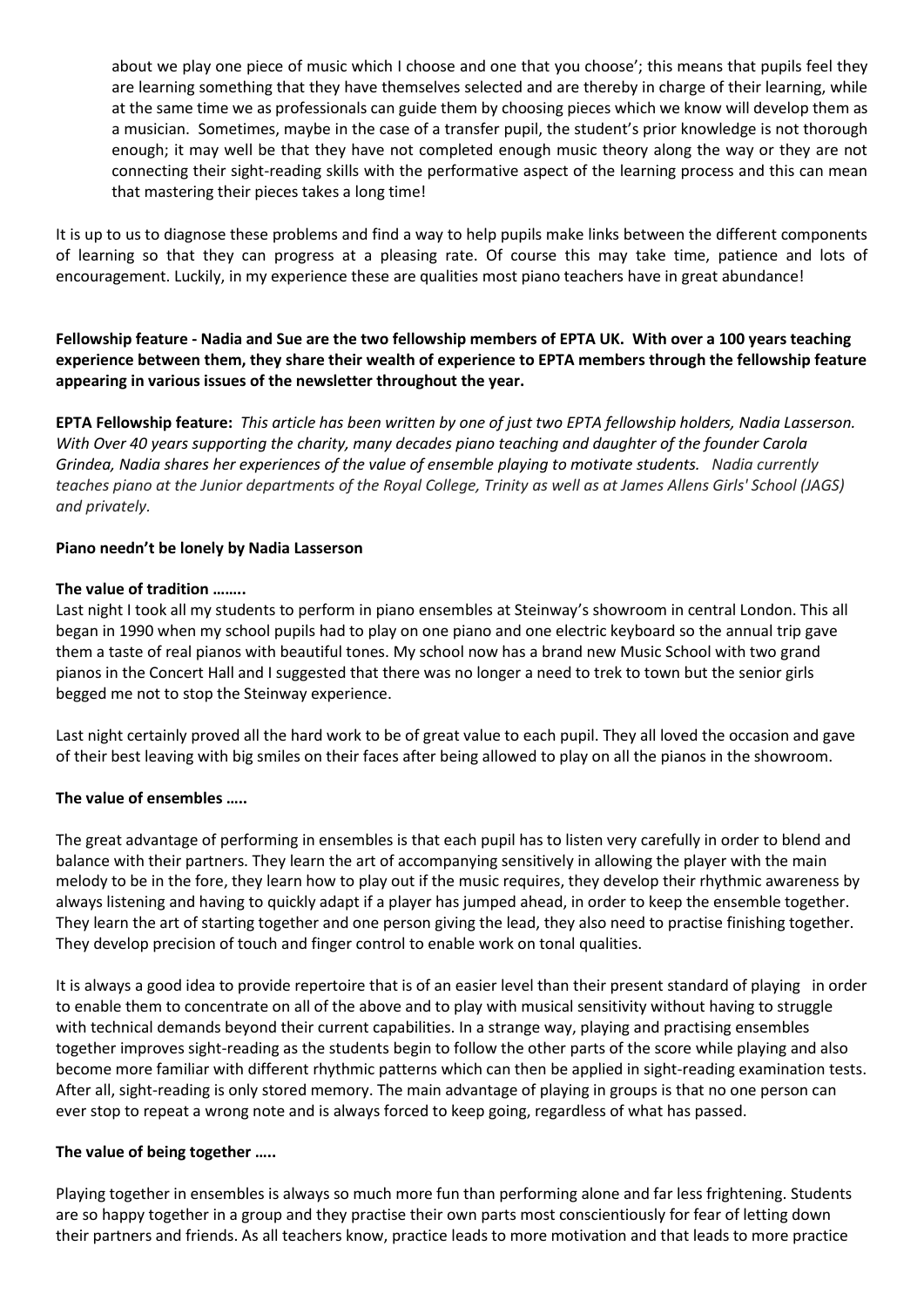about we play one piece of music which I choose and one that you choose'; this means that pupils feel they are learning something that they have themselves selected and are thereby in charge of their learning, while at the same time we as professionals can guide them by choosing pieces which we know will develop them as a musician. Sometimes, maybe in the case of a transfer pupil, the student's prior knowledge is not thorough enough; it may well be that they have not completed enough music theory along the way or they are not connecting their sight-reading skills with the performative aspect of the learning process and this can mean that mastering their pieces takes a long time!

It is up to us to diagnose these problems and find a way to help pupils make links between the different components of learning so that they can progress at a pleasing rate. Of course this may take time, patience and lots of encouragement. Luckily, in my experience these are qualities most piano teachers have in great abundance!

**Fellowship feature - Nadia and Sue are the two fellowship members of EPTA UK. With over a 100 years teaching experience between them, they share their wealth of experience to EPTA members through the fellowship feature appearing in various issues of the newsletter throughout the year.**

**EPTA Fellowship feature:** *This article has been written by one of just two EPTA fellowship holders, Nadia Lasserson. With Over 40 years supporting the charity, many decades piano teaching and daughter of the founder Carola Grindea, Nadia shares her experiences of the value of ensemble playing to motivate students. Nadia currently teaches piano at the Junior departments of the Royal College, Trinity as well as at James Allens Girls' School (JAGS) and privately.*

**Piano needn't be lonely by Nadia Lasserson**

**The value of tradition ……..**

Last night I took all my students to perform in piano ensembles at Steinway's showroom in central London. This all began in 1990 when my school pupils had to play on one piano and one electric keyboard so the annual trip gave them a taste of real pianos with beautiful tones. My school now has a brand new Music School with two grand pianos in the Concert Hall and I suggested that there was no longer a need to trek to town but the senior girls begged me not to stop the Steinway experience.

Last night certainly proved all the hard work to be of great value to each pupil. They all loved the occasion and gave of their best leaving with big smiles on their faces after being allowed to play on all the pianos in the showroom.

**The value of ensembles …..**

The great advantage of performing in ensembles is that each pupil has to listen very carefully in order to blend and balance with their partners. They learn the art of accompanying sensitively in allowing the player with the main melody to be in the fore, they learn how to play out if the music requires, they develop their rhythmic awareness by always listening and having to quickly adapt if a player has jumped ahead, in order to keep the ensemble together. They learn the art of starting together and one person giving the lead, they also need to practise finishing together. They develop precision of touch and finger control to enable work on tonal qualities.

It is always a good idea to provide repertoire that is of an easier level than their present standard of playing in order to enable them to concentrate on all of the above and to play with musical sensitivity without having to struggle with technical demands beyond their current capabilities. In a strange way, playing and practising ensembles together improves sight-reading as the students begin to follow the other parts of the score while playing and also become more familiar with different rhythmic patterns which can then be applied in sight-reading examination tests. After all, sight-reading is only stored memory. The main advantage of playing in groups is that no one person can ever stop to repeat a wrong note and is always forced to keep going, regardless of what has passed.

**The value of being together …..**

Playing together in ensembles is always so much more fun than performing alone and far less frightening. Students are so happy together in a group and they practise their own parts most conscientiously for fear of letting down their partners and friends. As all teachers know, practice leads to more motivation and that leads to more practice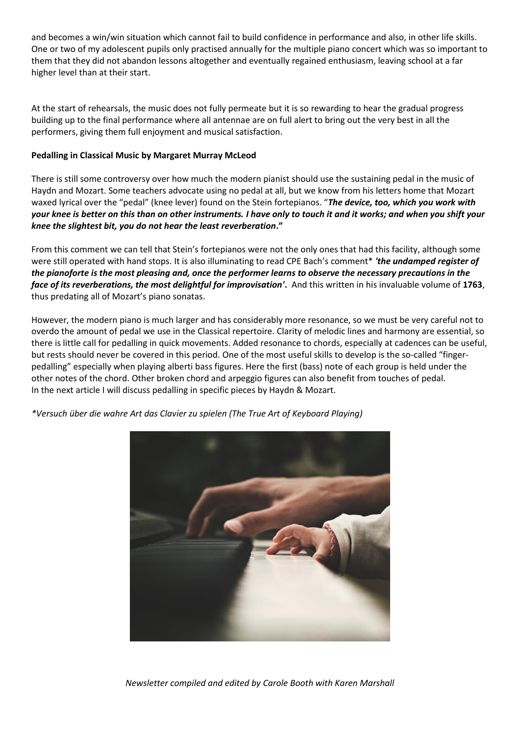and becomes a win/win situation which cannot fail to build confidence in performance and also, in other life skills. One or two of my adolescent pupils only practised annually for the multiple piano concert which was so important to them that they did not abandon lessons altogether and eventually regained enthusiasm, leaving school at a far higher level than at their start.

At the start of rehearsals, the music does not fully permeate but it is so rewarding to hear the gradual progress building up to the final performance where all antennae are on full alert to bring out the very best in all the performers, giving them full enjoyment and musical satisfaction.

**Pedalling in Classical Music by Margaret Murray McLeod**

There is still some controversy over how much the modern pianist should use the sustaining pedal in the music of Haydn and Mozart. Some teachers advocate using no pedal at all, but we know from his letters home that Mozart waxed lyrical over the "pedal" (knee lever) found on the Stein fortepianos. "***The device, too, which you work with your knee is better on this than on other instruments. I have only to touch it and it works; and when you shift your knee the slightest bit, you do not hear the least reverberation*.**"

From this comment we can tell that Stein's fortepianos were not the only ones that had this facility, although some were still operated with hand stops. It is also illuminating to read CPE Bach's comment* ***'the undamped register of the pianoforte is the most pleasing and, once the performer learns to observe the necessary precautions in the face of its reverberations, the most delightful for improvisation'*.** And this written in his invaluable volume of **1763**, thus predating all of Mozart's piano sonatas.

However, the modern piano is much larger and has considerably more resonance, so we must be very careful not to overdo the amount of pedal we use in the Classical repertoire. Clarity of melodic lines and harmony are essential, so there is little call for pedalling in quick movements. Added resonance to chords, especially at cadences can be useful, but rests should never be covered in this period. One of the most useful skills to develop is the so-called "finger-pedalling" especially when playing alberti bass figures. Here the first (bass) note of each group is held under the other notes of the chord. Other broken chord and arpeggio figures can also benefit from touches of pedal.
In the next article I will discuss pedalling in specific pieces by Haydn & Mozart.

**Versuch über die wahre Art das Clavier zu spielen (The True Art of Keyboard Playing)*

*Newsletter compiled and edited by Carole Booth with Karen Marshall*